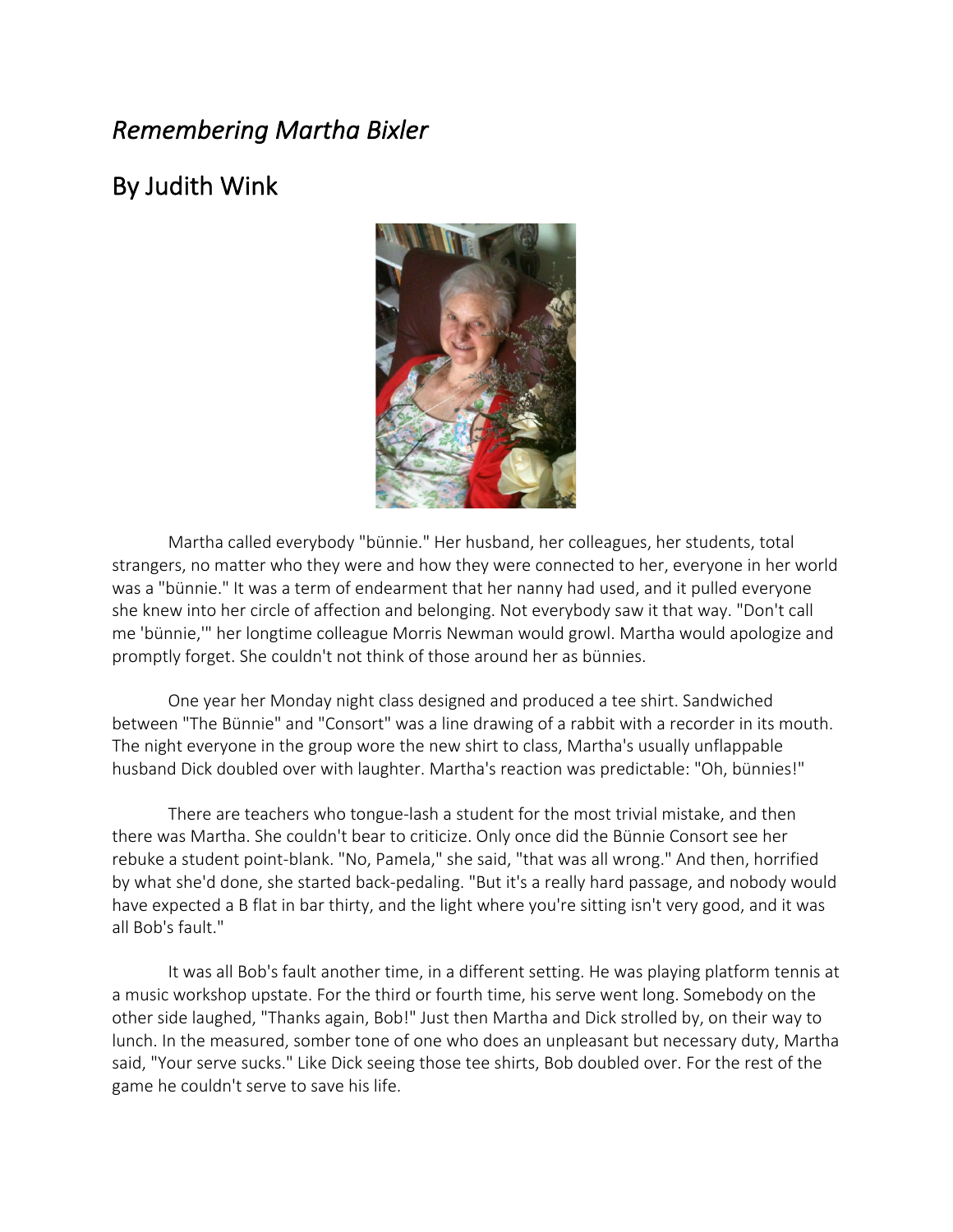# *Remembering Martha Bixler*

## By Judith Wink

Martha called everybody "bünnie." Her husband, her colleagues, her students, total strangers, no matter who they were and how they were connected to her, everyone in her world was a "bünnie." It was a term of endearment that her nanny had used, and it pulled everyone she knew into her circle of affection and belonging. Not everybody saw it that way. "Don't call me 'bünnie,'" her longtime colleague Morris Newman would growl. Martha would apologize and promptly forget. She couldn't not think of those around her as bünnies.

One year her Monday night class designed and produced a tee shirt. Sandwiched between "The Bünnie" and "Consort" was a line drawing of a rabbit with a recorder in its mouth. The night everyone in the group wore the new shirt to class, Martha's usually unflappable husband Dick doubled over with laughter. Martha's reaction was predictable: "Oh, bünnies!"

There are teachers who tongue-lash a student for the most trivial mistake, and then there was Martha. She couldn't bear to criticize. Only once did the Bünnie Consort see her rebuke a student point-blank. "No, Pamela," she said, "that was all wrong." And then, horrified by what she'd done, she started back-pedaling. "But it's a really hard passage, and nobody would have expected a B flat in bar thirty, and the light where you're sitting isn't very good, and it was all Bob's fault."

It was all Bob's fault another time, in a different setting. He was playing platform tennis at a music workshop upstate. For the third or fourth time, his serve went long. Somebody on the other side laughed, "Thanks again, Bob!" Just then Martha and Dick strolled by, on their way to lunch. In the measured, somber tone of one who does an unpleasant but necessary duty, Martha said, "Your serve sucks." Like Dick seeing those tee shirts, Bob doubled over. For the rest of the game he couldn't serve to save his life.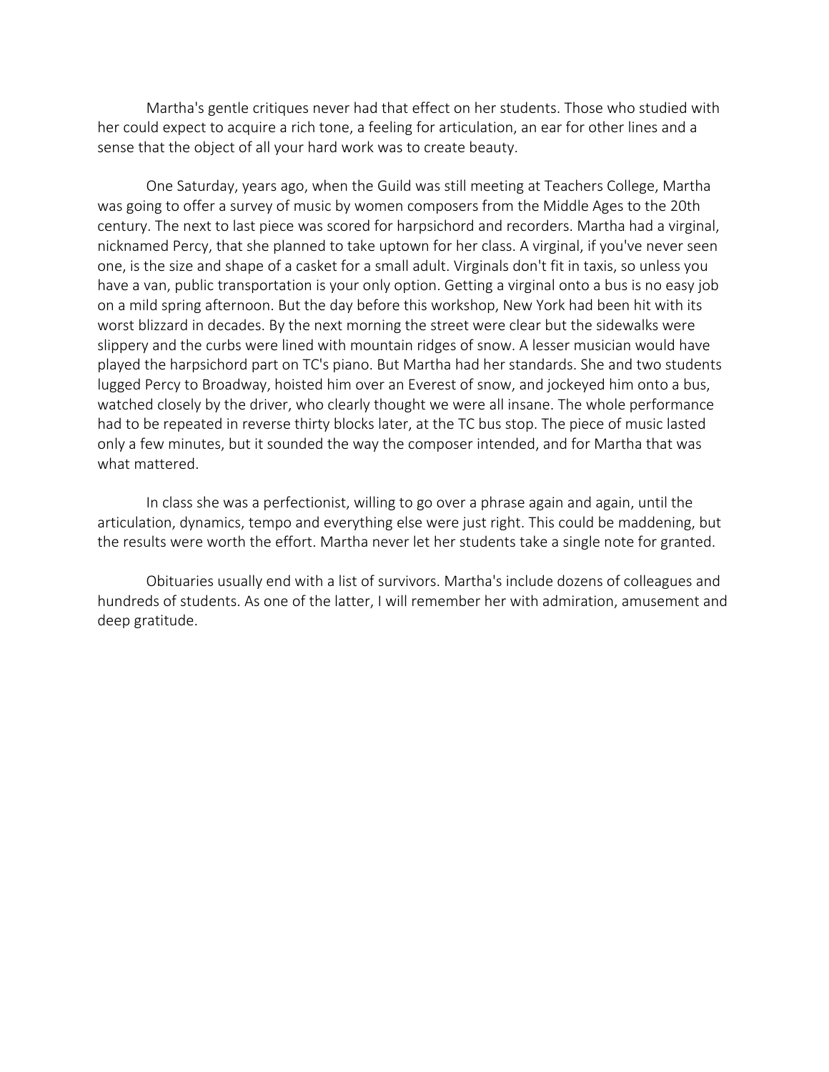Martha's gentle critiques never had that effect on her students. Those who studied with her could expect to acquire a rich tone, a feeling for articulation, an ear for other lines and a sense that the object of all your hard work was to create beauty.

One Saturday, years ago, when the Guild was still meeting at Teachers College, Martha was going to offer a survey of music by women composers from the Middle Ages to the 20th century. The next to last piece was scored for harpsichord and recorders. Martha had a virginal, nicknamed Percy, that she planned to take uptown for her class. A virginal, if you've never seen one, is the size and shape of a casket for a small adult. Virginals don't fit in taxis, so unless you have a van, public transportation is your only option. Getting a virginal onto a bus is no easy job on a mild spring afternoon. But the day before this workshop, New York had been hit with its worst blizzard in decades. By the next morning the street were clear but the sidewalks were slippery and the curbs were lined with mountain ridges of snow. A lesser musician would have played the harpsichord part on TC's piano. But Martha had her standards. She and two students lugged Percy to Broadway, hoisted him over an Everest of snow, and jockeyed him onto a bus, watched closely by the driver, who clearly thought we were all insane. The whole performance had to be repeated in reverse thirty blocks later, at the TC bus stop. The piece of music lasted only a few minutes, but it sounded the way the composer intended, and for Martha that was what mattered.

In class she was a perfectionist, willing to go over a phrase again and again, until the articulation, dynamics, tempo and everything else were just right. This could be maddening, but the results were worth the effort. Martha never let her students take a single note for granted.

Obituaries usually end with a list of survivors. Martha's include dozens of colleagues and hundreds of students. As one of the latter, I will remember her with admiration, amusement and deep gratitude.